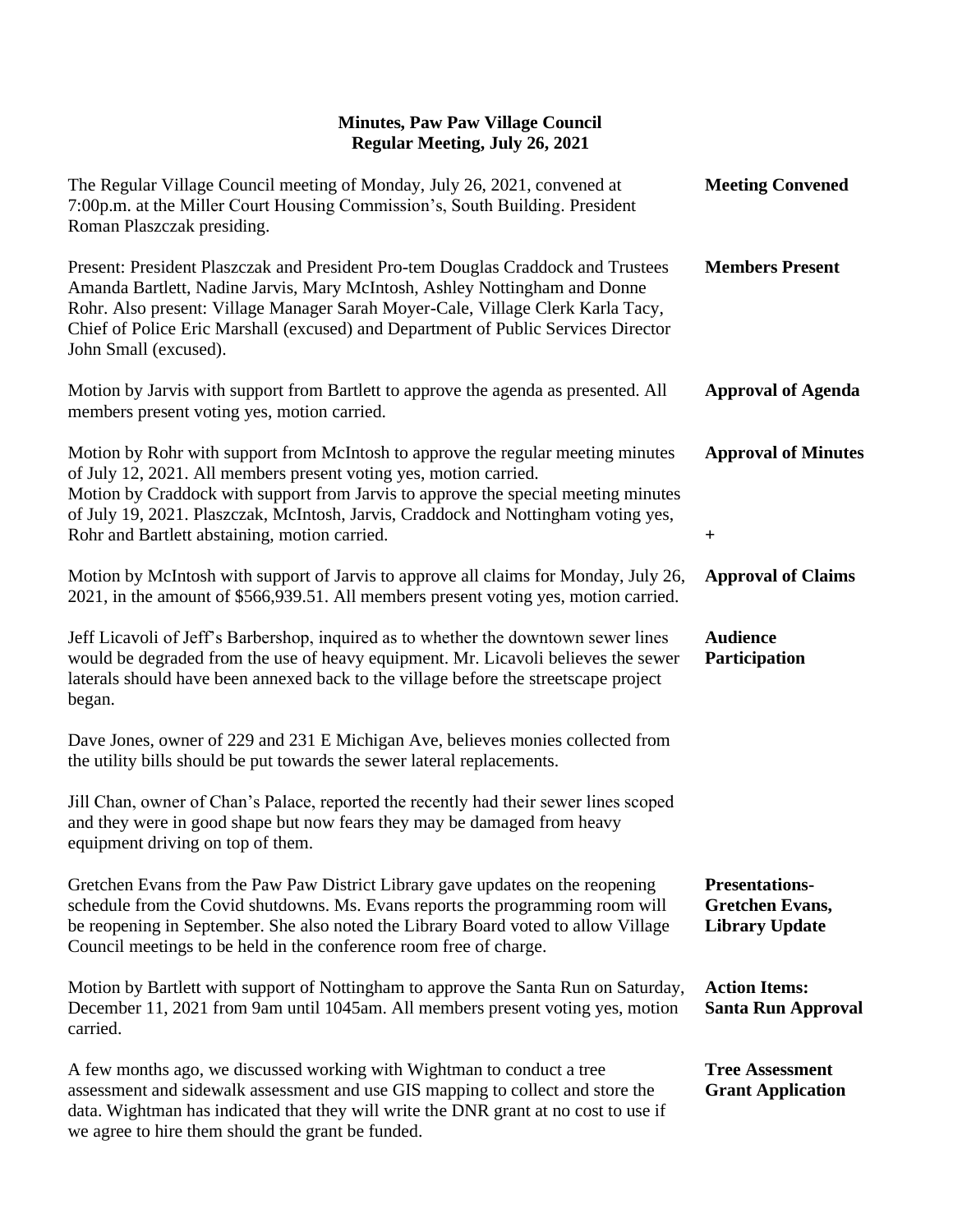## Minutes, Paw Paw Village Council
## Regular Meeting, July 26, 2021

**Meeting Convened**

The Regular Village Council meeting of Monday, July 26, 2021, convened at 7:00p.m. at the Miller Court Housing Commission's, South Building. President Roman Plaszczak presiding.

**Members Present**

Present: President Plaszczak and President Pro-tem Douglas Craddock and Trustees Amanda Bartlett, Nadine Jarvis, Mary McIntosh, Ashley Nottingham and Donne Rohr. Also present: Village Manager Sarah Moyer-Cale, Village Clerk Karla Tacy, Chief of Police Eric Marshall (excused) and Department of Public Services Director John Small (excused).

**Approval of Agenda**

Motion by Jarvis with support from Bartlett to approve the agenda as presented. All members present voting yes, motion carried.

**Approval of Minutes**

Motion by Rohr with support from McIntosh to approve the regular meeting minutes of July 12, 2021. All members present voting yes, motion carried.
Motion by Craddock with support from Jarvis to approve the special meeting minutes of July 19, 2021. Plaszczak, McIntosh, Jarvis, Craddock and Nottingham voting yes, Rohr and Bartlett abstaining, motion carried.

+

**Approval of Claims**

Motion by McIntosh with support of Jarvis to approve all claims for Monday, July 26, 2021, in the amount of $566,939.51. All members present voting yes, motion carried.

**Audience Participation**

Jeff Licavoli of Jeff's Barbershop, inquired as to whether the downtown sewer lines would be degraded from the use of heavy equipment. Mr. Licavoli believes the sewer laterals should have been annexed back to the village before the streetscape project began.

Dave Jones, owner of 229 and 231 E Michigan Ave, believes monies collected from the utility bills should be put towards the sewer lateral replacements.

Jill Chan, owner of Chan's Palace, reported the recently had their sewer lines scoped and they were in good shape but now fears they may be damaged from heavy equipment driving on top of them.

**Presentations- Gretchen Evans, Library Update**

Gretchen Evans from the Paw Paw District Library gave updates on the reopening schedule from the Covid shutdowns. Ms. Evans reports the programming room will be reopening in September. She also noted the Library Board voted to allow Village Council meetings to be held in the conference room free of charge.

**Action Items: Santa Run Approval**

Motion by Bartlett with support of Nottingham to approve the Santa Run on Saturday, December 11, 2021 from 9am until 1045am. All members present voting yes, motion carried.

**Tree Assessment Grant Application**

A few months ago, we discussed working with Wightman to conduct a tree assessment and sidewalk assessment and use GIS mapping to collect and store the data. Wightman has indicated that they will write the DNR grant at no cost to use if we agree to hire them should the grant be funded.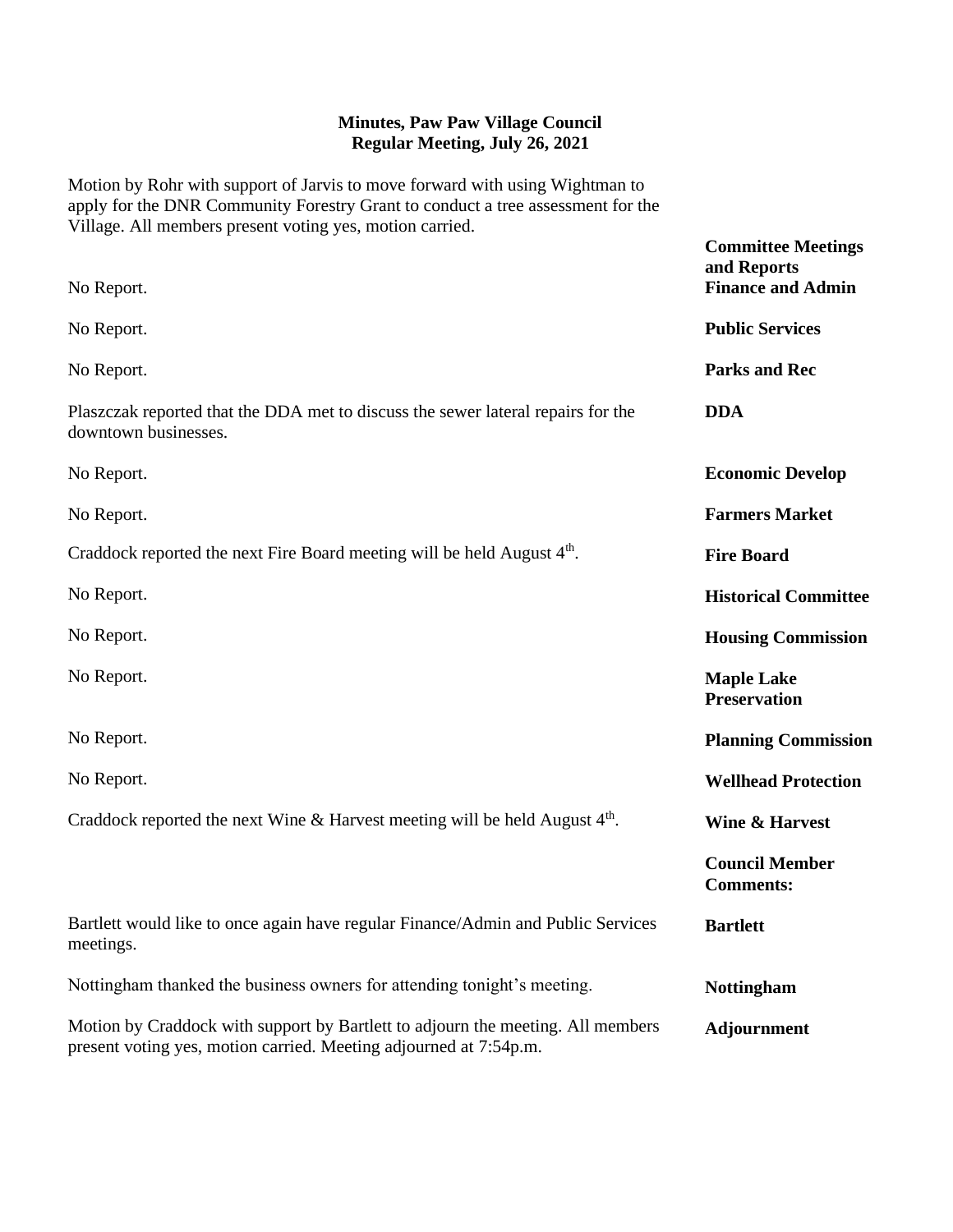**Minutes, Paw Paw Village Council**
**Regular Meeting, July 26, 2021**

Motion by Rohr with support of Jarvis to move forward with using Wightman to apply for the DNR Community Forestry Grant to conduct a tree assessment for the Village. All members present voting yes, motion carried.

**Committee Meetings and Reports**

**Finance and Admin**
No Report.

**Public Services**
No Report.

**Parks and Rec**
No Report.

**DDA**
Plaszczak reported that the DDA met to discuss the sewer lateral repairs for the downtown businesses.

**Economic Develop**
No Report.

**Farmers Market**
No Report.

**Fire Board**
Craddock reported the next Fire Board meeting will be held August 4th.

**Historical Committee**
No Report.

**Housing Commission**
No Report.

**Maple Lake Preservation**
No Report.

**Planning Commission**
No Report.

**Wellhead Protection**
No Report.

**Wine & Harvest**
Craddock reported the next Wine & Harvest meeting will be held August 4th.

**Council Member Comments:**

**Bartlett**
Bartlett would like to once again have regular Finance/Admin and Public Services meetings.

**Nottingham**
Nottingham thanked the business owners for attending tonight's meeting.

**Adjournment**
Motion by Craddock with support by Bartlett to adjourn the meeting. All members present voting yes, motion carried. Meeting adjourned at 7:54p.m.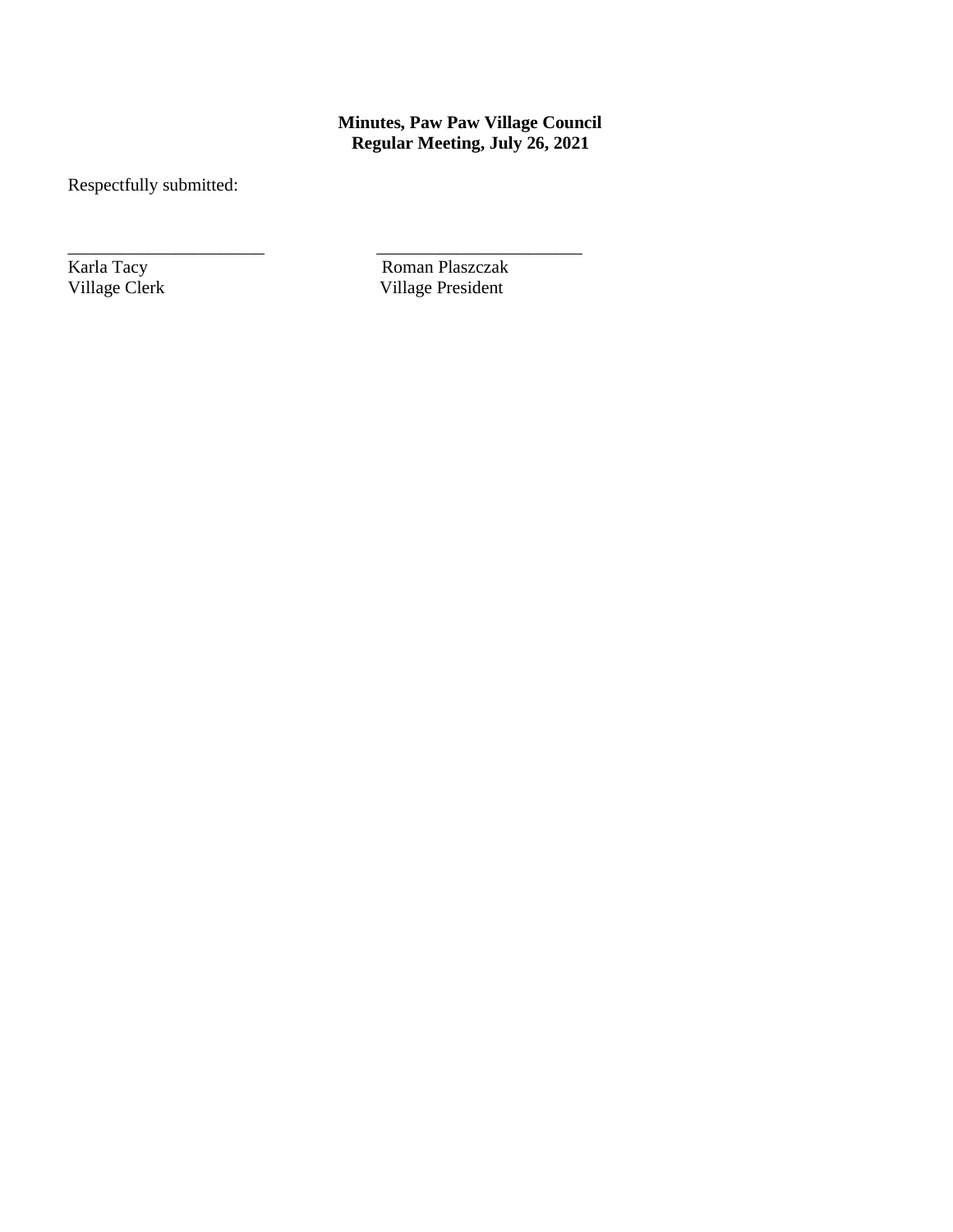**Minutes, Paw Paw Village Council**
**Regular Meeting, July 26, 2021**

Respectfully submitted:

| | |
|---|---|
| ______________________ | ______________________ |
| Karla Tacy | Roman Plaszczak |
| Village Clerk | Village President |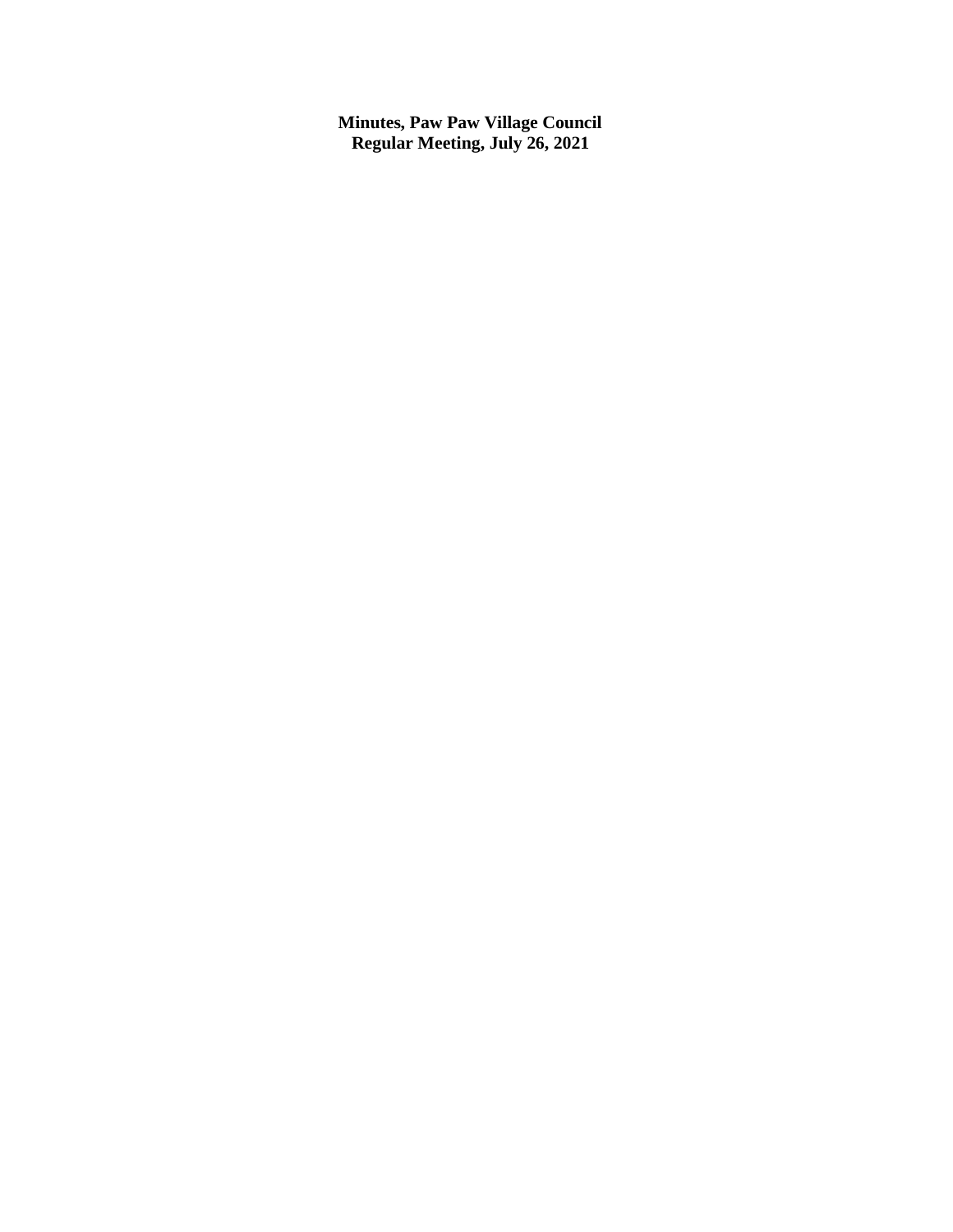**Minutes, Paw Paw Village Council**
**Regular Meeting, July 26, 2021**